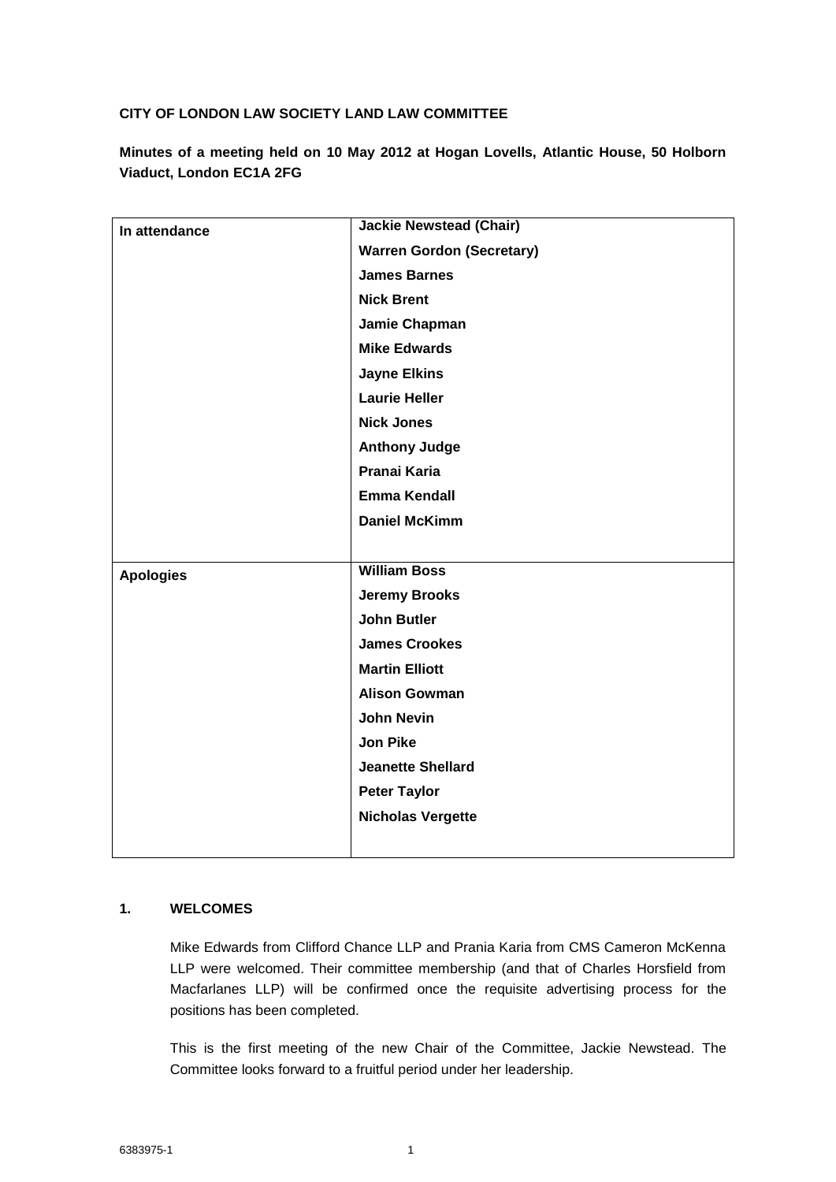**CITY OF LONDON LAW SOCIETY LAND LAW COMMITTEE**

**Minutes of a meeting held on 10 May 2012 at Hogan Lovells, Atlantic House, 50 Holborn Viaduct, London EC1A 2FG**

| | |
|---|---|
| **In attendance** | **Jackie Newstead (Chair)**<br>**Warren Gordon (Secretary)**<br>**James Barnes**<br>**Nick Brent**<br>**Jamie Chapman**<br>**Mike Edwards**<br>**Jayne Elkins**<br>**Laurie Heller**<br>**Nick Jones**<br>**Anthony Judge**<br>**Pranai Karia**<br>**Emma Kendall**<br>**Daniel McKimm** |
| **Apologies** | **William Boss**<br>**Jeremy Brooks**<br>**John Butler**<br>**James Crookes**<br>**Martin Elliott**<br>**Alison Gowman**<br>**John Nevin**<br>**Jon Pike**<br>**Jeanette Shellard**<br>**Peter Taylor**<br>**Nicholas Vergette** |

## 1. WELCOMES

Mike Edwards from Clifford Chance LLP and Prania Karia from CMS Cameron McKenna LLP were welcomed. Their committee membership (and that of Charles Horsfield from Macfarlanes LLP) will be confirmed once the requisite advertising process for the positions has been completed.

This is the first meeting of the new Chair of the Committee, Jackie Newstead. The Committee looks forward to a fruitful period under her leadership.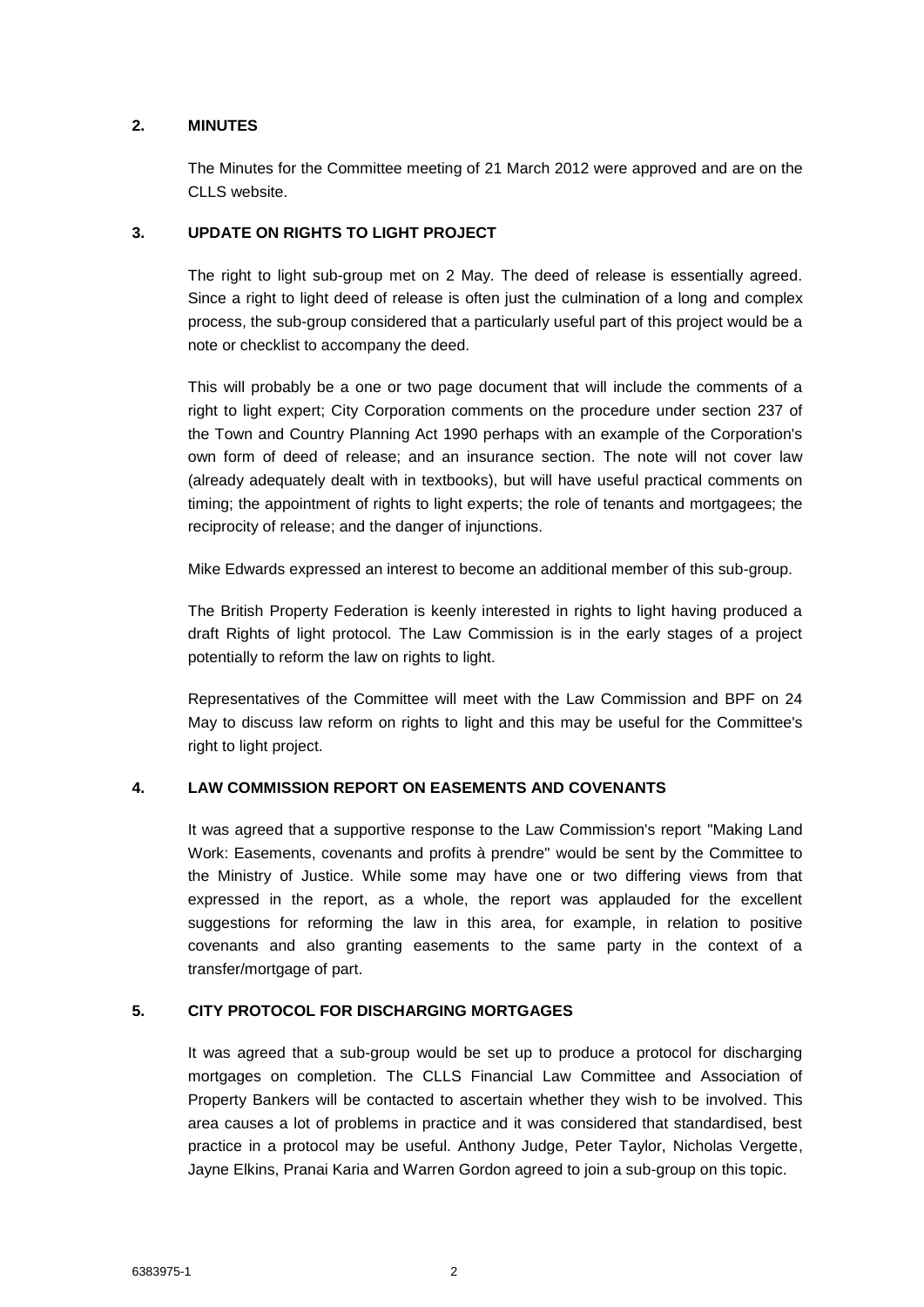## 2. MINUTES

The Minutes for the Committee meeting of 21 March 2012 were approved and are on the CLLS website.

## 3. UPDATE ON RIGHTS TO LIGHT PROJECT

The right to light sub-group met on 2 May. The deed of release is essentially agreed. Since a right to light deed of release is often just the culmination of a long and complex process, the sub-group considered that a particularly useful part of this project would be a note or checklist to accompany the deed.

This will probably be a one or two page document that will include the comments of a right to light expert; City Corporation comments on the procedure under section 237 of the Town and Country Planning Act 1990 perhaps with an example of the Corporation's own form of deed of release; and an insurance section. The note will not cover law (already adequately dealt with in textbooks), but will have useful practical comments on timing; the appointment of rights to light experts; the role of tenants and mortgagees; the reciprocity of release; and the danger of injunctions.

Mike Edwards expressed an interest to become an additional member of this sub-group.

The British Property Federation is keenly interested in rights to light having produced a draft Rights of light protocol. The Law Commission is in the early stages of a project potentially to reform the law on rights to light.

Representatives of the Committee will meet with the Law Commission and BPF on 24 May to discuss law reform on rights to light and this may be useful for the Committee's right to light project.

## 4. LAW COMMISSION REPORT ON EASEMENTS AND COVENANTS

It was agreed that a supportive response to the Law Commission's report "Making Land Work: Easements, covenants and profits à prendre" would be sent by the Committee to the Ministry of Justice. While some may have one or two differing views from that expressed in the report, as a whole, the report was applauded for the excellent suggestions for reforming the law in this area, for example, in relation to positive covenants and also granting easements to the same party in the context of a transfer/mortgage of part.

## 5. CITY PROTOCOL FOR DISCHARGING MORTGAGES

It was agreed that a sub-group would be set up to produce a protocol for discharging mortgages on completion. The CLLS Financial Law Committee and Association of Property Bankers will be contacted to ascertain whether they wish to be involved. This area causes a lot of problems in practice and it was considered that standardised, best practice in a protocol may be useful. Anthony Judge, Peter Taylor, Nicholas Vergette, Jayne Elkins, Pranai Karia and Warren Gordon agreed to join a sub-group on this topic.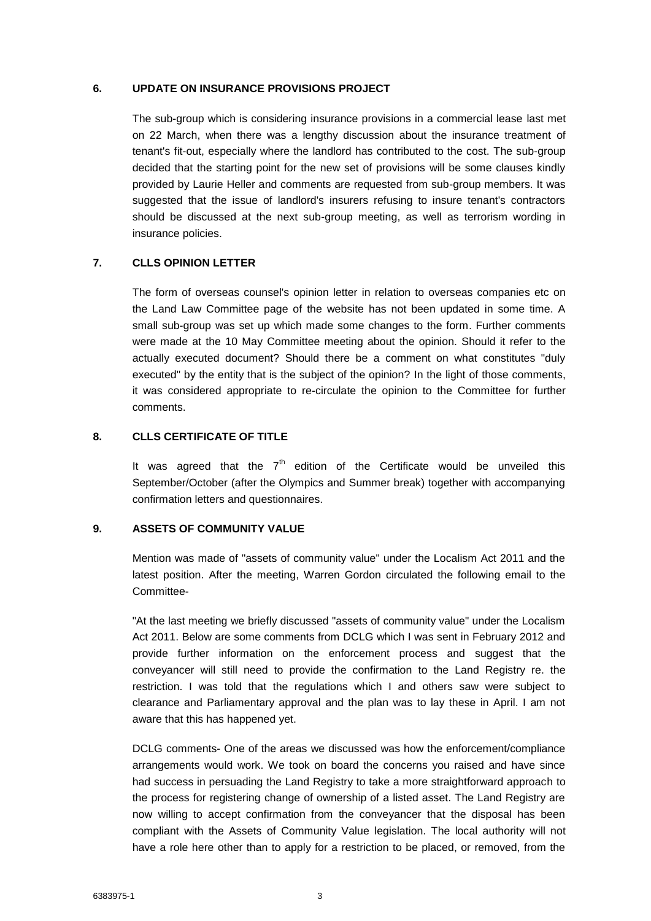## 6. UPDATE ON INSURANCE PROVISIONS PROJECT

The sub-group which is considering insurance provisions in a commercial lease last met on 22 March, when there was a lengthy discussion about the insurance treatment of tenant's fit-out, especially where the landlord has contributed to the cost. The sub-group decided that the starting point for the new set of provisions will be some clauses kindly provided by Laurie Heller and comments are requested from sub-group members. It was suggested that the issue of landlord's insurers refusing to insure tenant's contractors should be discussed at the next sub-group meeting, as well as terrorism wording in insurance policies.

## 7. CLLS OPINION LETTER

The form of overseas counsel's opinion letter in relation to overseas companies etc on the Land Law Committee page of the website has not been updated in some time. A small sub-group was set up which made some changes to the form. Further comments were made at the 10 May Committee meeting about the opinion. Should it refer to the actually executed document? Should there be a comment on what constitutes "duly executed" by the entity that is the subject of the opinion? In the light of those comments, it was considered appropriate to re-circulate the opinion to the Committee for further comments.

## 8. CLLS CERTIFICATE OF TITLE

It was agreed that the 7th edition of the Certificate would be unveiled this September/October (after the Olympics and Summer break) together with accompanying confirmation letters and questionnaires.

## 9. ASSETS OF COMMUNITY VALUE

Mention was made of "assets of community value" under the Localism Act 2011 and the latest position. After the meeting, Warren Gordon circulated the following email to the Committee-

"At the last meeting we briefly discussed "assets of community value" under the Localism Act 2011. Below are some comments from DCLG which I was sent in February 2012 and provide further information on the enforcement process and suggest that the conveyancer will still need to provide the confirmation to the Land Registry re. the restriction. I was told that the regulations which I and others saw were subject to clearance and Parliamentary approval and the plan was to lay these in April. I am not aware that this has happened yet.

DCLG comments- One of the areas we discussed was how the enforcement/compliance arrangements would work. We took on board the concerns you raised and have since had success in persuading the Land Registry to take a more straightforward approach to the process for registering change of ownership of a listed asset. The Land Registry are now willing to accept confirmation from the conveyancer that the disposal has been compliant with the Assets of Community Value legislation. The local authority will not have a role here other than to apply for a restriction to be placed, or removed, from the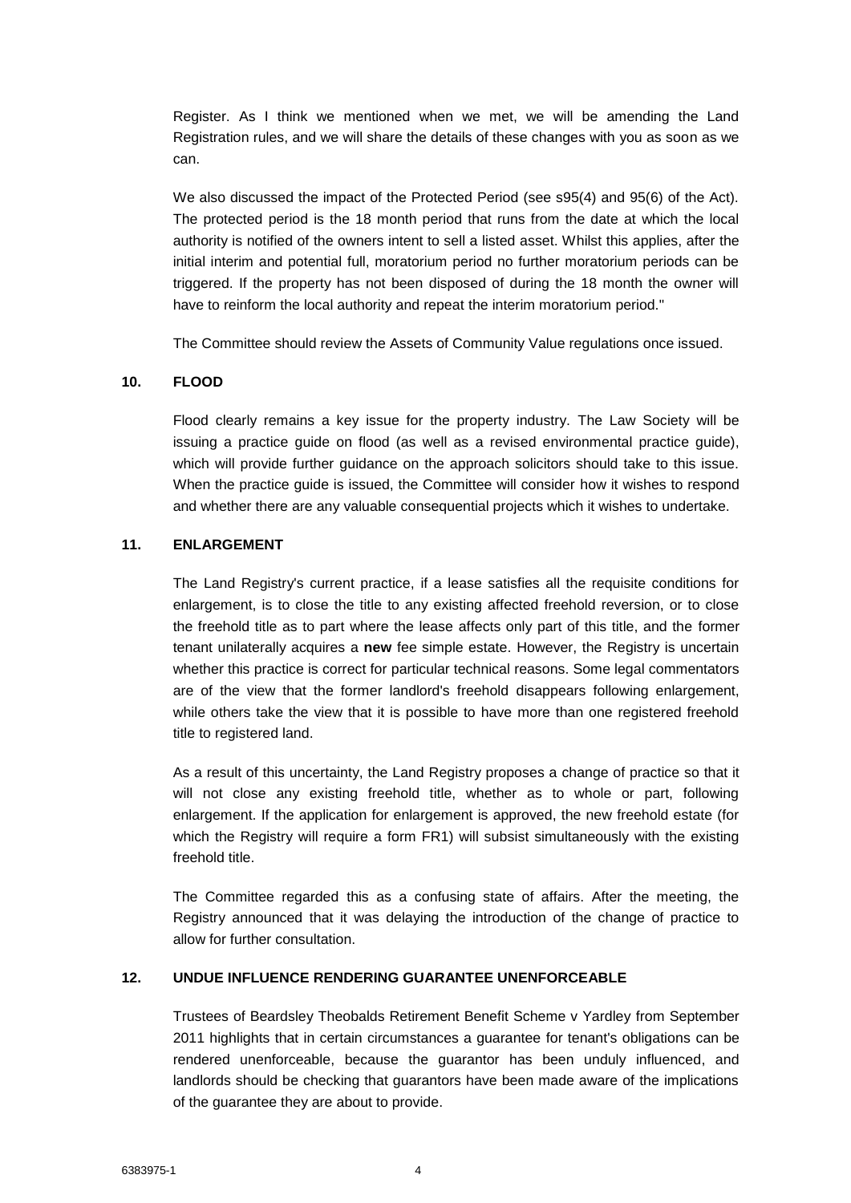Register. As I think we mentioned when we met, we will be amending the Land Registration rules, and we will share the details of these changes with you as soon as we can.

We also discussed the impact of the Protected Period (see s95(4) and 95(6) of the Act). The protected period is the 18 month period that runs from the date at which the local authority is notified of the owners intent to sell a listed asset. Whilst this applies, after the initial interim and potential full, moratorium period no further moratorium periods can be triggered. If the property has not been disposed of during the 18 month the owner will have to reinform the local authority and repeat the interim moratorium period."

The Committee should review the Assets of Community Value regulations once issued.

## 10. FLOOD

Flood clearly remains a key issue for the property industry. The Law Society will be issuing a practice guide on flood (as well as a revised environmental practice guide), which will provide further guidance on the approach solicitors should take to this issue. When the practice guide is issued, the Committee will consider how it wishes to respond and whether there are any valuable consequential projects which it wishes to undertake.

## 11. ENLARGEMENT

The Land Registry's current practice, if a lease satisfies all the requisite conditions for enlargement, is to close the title to any existing affected freehold reversion, or to close the freehold title as to part where the lease affects only part of this title, and the former tenant unilaterally acquires a **new** fee simple estate. However, the Registry is uncertain whether this practice is correct for particular technical reasons. Some legal commentators are of the view that the former landlord's freehold disappears following enlargement, while others take the view that it is possible to have more than one registered freehold title to registered land.

As a result of this uncertainty, the Land Registry proposes a change of practice so that it will not close any existing freehold title, whether as to whole or part, following enlargement. If the application for enlargement is approved, the new freehold estate (for which the Registry will require a form FR1) will subsist simultaneously with the existing freehold title.

The Committee regarded this as a confusing state of affairs. After the meeting, the Registry announced that it was delaying the introduction of the change of practice to allow for further consultation.

## 12. UNDUE INFLUENCE RENDERING GUARANTEE UNENFORCEABLE

Trustees of Beardsley Theobalds Retirement Benefit Scheme v Yardley from September 2011 highlights that in certain circumstances a guarantee for tenant's obligations can be rendered unenforceable, because the guarantor has been unduly influenced, and landlords should be checking that guarantors have been made aware of the implications of the guarantee they are about to provide.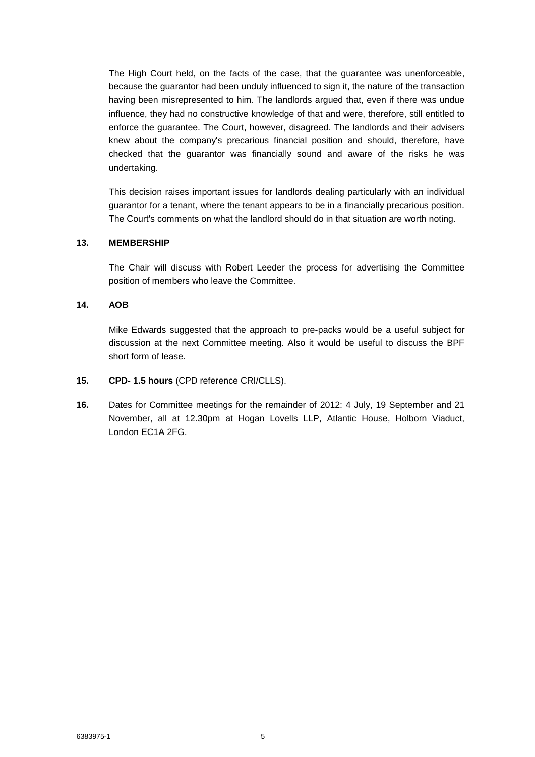The High Court held, on the facts of the case, that the guarantee was unenforceable, because the guarantor had been unduly influenced to sign it, the nature of the transaction having been misrepresented to him. The landlords argued that, even if there was undue influence, they had no constructive knowledge of that and were, therefore, still entitled to enforce the guarantee. The Court, however, disagreed. The landlords and their advisers knew about the company's precarious financial position and should, therefore, have checked that the guarantor was financially sound and aware of the risks he was undertaking.

This decision raises important issues for landlords dealing particularly with an individual guarantor for a tenant, where the tenant appears to be in a financially precarious position. The Court's comments on what the landlord should do in that situation are worth noting.

**13. MEMBERSHIP**

The Chair will discuss with Robert Leeder the process for advertising the Committee position of members who leave the Committee.

**14. AOB**

Mike Edwards suggested that the approach to pre-packs would be a useful subject for discussion at the next Committee meeting. Also it would be useful to discuss the BPF short form of lease.

**15. CPD- 1.5 hours** (CPD reference CRI/CLLS).

**16.** Dates for Committee meetings for the remainder of 2012: 4 July, 19 September and 21 November, all at 12.30pm at Hogan Lovells LLP, Atlantic House, Holborn Viaduct, London EC1A 2FG.

6383975-1